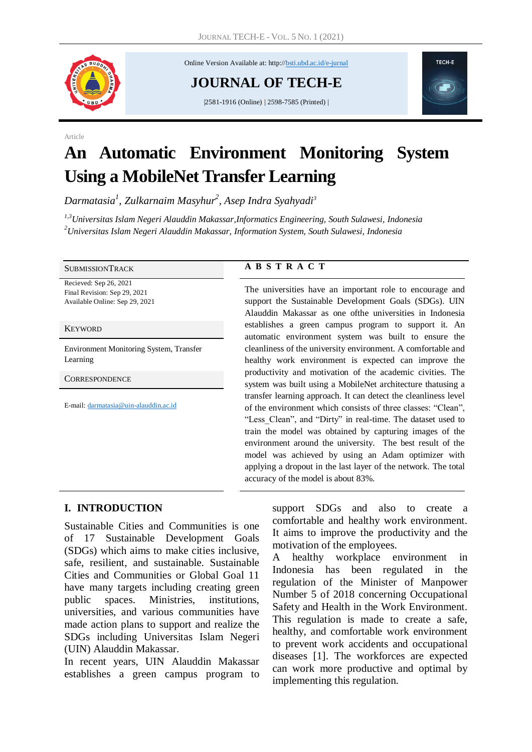Online Version Available at: http://bsti.ubd.ac.id/e-jurnal

# JOURNAL OF TECH-E

|2581-1916 (Online) | 2598-7585 (Printed) |

Article

# An Automatic Environment Monitoring System Using a MobileNet Transfer Learning

*Darmatasia[1], Zulkarnaim Masyhur[2], Asep Indra Syahyadi[3]*

*[1,3]Universitas Islam Negeri Alauddin Makassar,Informatics Engineering, South Sulawesi, Indonesia*
*[2]Universitas Islam Negeri Alauddin Makassar, Information System, South Sulawesi, Indonesia*

**SUBMISSIONTRACK**

Recieved: Sep 26, 2021
Final Revision: Sep 29, 2021
Available Online: Sep 29, 2021

**KEYWORD**

Environment Monitoring System, Transfer Learning

**CORRESPONDENCE**

E-mail: darmatasia@uin-alauddin.ac.id

**A B S T R A C T**

The universities have an important role to encourage and support the Sustainable Development Goals (SDGs). UIN Alauddin Makassar as one ofthe universities in Indonesia establishes a green campus program to support it. An automatic environment system was built to ensure the cleanliness of the university environment. A comfortable and healthy work environment is expected can improve the productivity and motivation of the academic civities. The system was built using a MobileNet architecture thatusing a transfer learning approach. It can detect the cleanliness level of the environment which consists of three classes: “Clean”, “Less_Clean”, and “Dirty” in real-time. The dataset used to train the model was obtained by capturing images of the environment around the university. The best result of the model was achieved by using an Adam optimizer with applying a dropout in the last layer of the network. The total accuracy of the model is about 83%.

## I. INTRODUCTION

Sustainable Cities and Communities is one of 17 Sustainable Development Goals (SDGs) which aims to make cities inclusive, safe, resilient, and sustainable. Sustainable Cities and Communities or Global Goal 11 have many targets including creating green public spaces. Ministries, institutions, universities, and various communities have made action plans to support and realize the SDGs including Universitas Islam Negeri (UIN) Alauddin Makassar.

In recent years, UIN Alauddin Makassar establishes a green campus program to support SDGs and also to create a comfortable and healthy work environment. It aims to improve the productivity and the motivation of the employees.

A healthy workplace environment in Indonesia has been regulated in the regulation of the Minister of Manpower Number 5 of 2018 concerning Occupational Safety and Health in the Work Environment. This regulation is made to create a safe, healthy, and comfortable work environment to prevent work accidents and occupational diseases [1]. The workforces are expected can work more productive and optimal by implementing this regulation.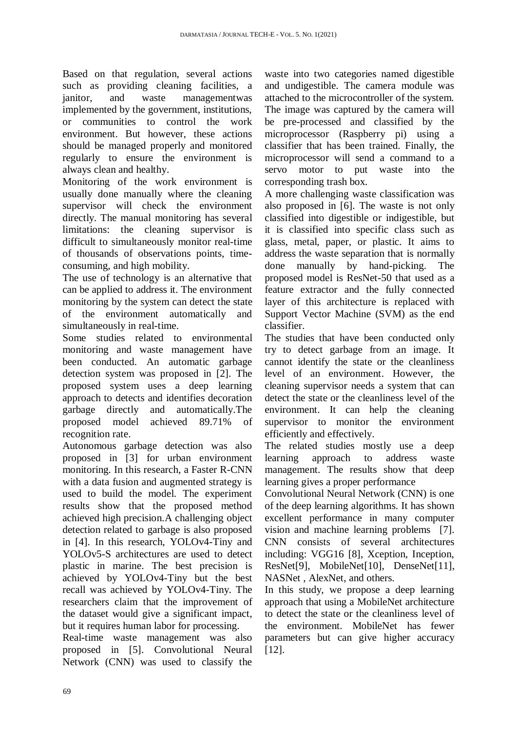Based on that regulation, several actions such as providing cleaning facilities, a janitor, and waste managementwas implemented by the government, institutions, or communities to control the work environment. But however, these actions should be managed properly and monitored regularly to ensure the environment is always clean and healthy.

Monitoring of the work environment is usually done manually where the cleaning supervisor will check the environment directly. The manual monitoring has several limitations: the cleaning supervisor is difficult to simultaneously monitor real-time of thousands of observations points, time-consuming, and high mobility.

The use of technology is an alternative that can be applied to address it. The environment monitoring by the system can detect the state of the environment automatically and simultaneously in real-time.

Some studies related to environmental monitoring and waste management have been conducted. An automatic garbage detection system was proposed in [2]. The proposed system uses a deep learning approach to detects and identifies decoration garbage directly and automatically.The proposed model achieved 89.71% of recognition rate.

Autonomous garbage detection was also proposed in [3] for urban environment monitoring. In this research, a Faster R-CNN with a data fusion and augmented strategy is used to build the model. The experiment results show that the proposed method achieved high precision.A challenging object detection related to garbage is also proposed in [4]. In this research, YOLOv4-Tiny and YOLOv5-S architectures are used to detect plastic in marine. The best precision is achieved by YOLOv4-Tiny but the best recall was achieved by YOLOv4-Tiny. The researchers claim that the improvement of the dataset would give a significant impact, but it requires human labor for processing.

Real-time waste management was also proposed in [5]. Convolutional Neural Network (CNN) was used to classify the waste into two categories named digestible and undigestible. The camera module was attached to the microcontroller of the system. The image was captured by the camera will be pre-processed and classified by the microprocessor (Raspberry pi) using a classifier that has been trained. Finally, the microprocessor will send a command to a servo motor to put waste into the corresponding trash box.

A more challenging waste classification was also proposed in [6]. The waste is not only classified into digestible or indigestible, but it is classified into specific class such as glass, metal, paper, or plastic. It aims to address the waste separation that is normally done manually by hand-picking. The proposed model is ResNet-50 that used as a feature extractor and the fully connected layer of this architecture is replaced with Support Vector Machine (SVM) as the end classifier.

The studies that have been conducted only try to detect garbage from an image. It cannot identify the state or the cleanliness level of an environment. However, the cleaning supervisor needs a system that can detect the state or the cleanliness level of the environment. It can help the cleaning supervisor to monitor the environment efficiently and effectively.

The related studies mostly use a deep learning approach to address waste management. The results show that deep learning gives a proper performance

Convolutional Neural Network (CNN) is one of the deep learning algorithms. It has shown excellent performance in many computer vision and machine learning problems [7]. CNN consists of several architectures including: VGG16 [8], Xception, Inception, ResNet[9], MobileNet[10], DenseNet[11], NASNet , AlexNet, and others.

In this study, we propose a deep learning approach that using a MobileNet architecture to detect the state or the cleanliness level of the environment. MobileNet has fewer parameters but can give higher accuracy [12].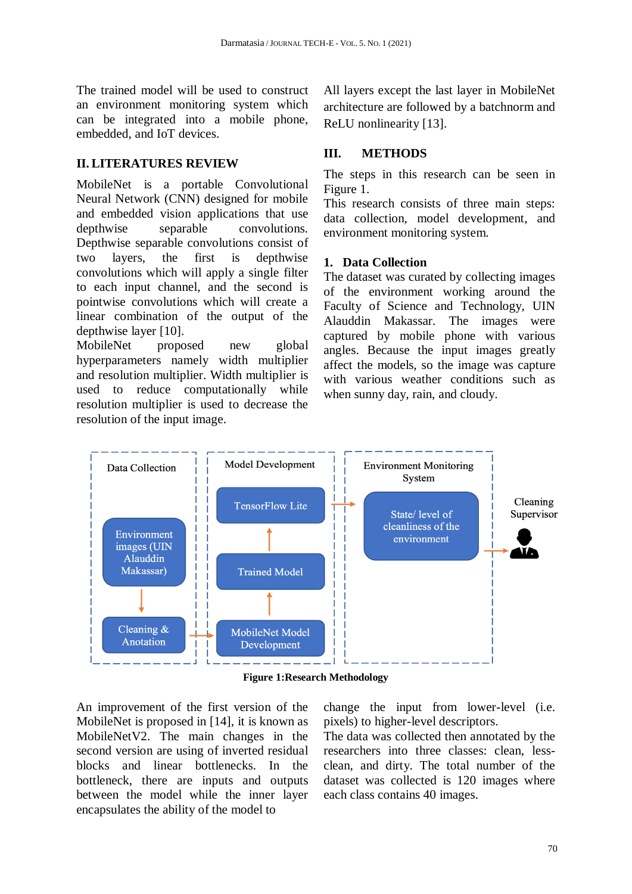The trained model will be used to construct an environment monitoring system which can be integrated into a mobile phone, embedded, and IoT devices.

## II. LITERATURES REVIEW

MobileNet is a portable Convolutional Neural Network (CNN) designed for mobile and embedded vision applications that use depthwise separable convolutions. Depthwise separable convolutions consist of two layers, the first is depthwise convolutions which will apply a single filter to each input channel, and the second is pointwise convolutions which will create a linear combination of the output of the depthwise layer [10].

MobileNet proposed new global hyperparameters namely width multiplier and resolution multiplier. Width multiplier is used to reduce computationally while resolution multiplier is used to decrease the resolution of the input image.

All layers except the last layer in MobileNet architecture are followed by a batchnorm and ReLU nonlinearity [13].

## III. METHODS

The steps in this research can be seen in Figure 1.

This research consists of three main steps: data collection, model development, and environment monitoring system.

### 1. Data Collection

The dataset was curated by collecting images of the environment working around the Faculty of Science and Technology, UIN Alauddin Makassar. The images were captured by mobile phone with various angles. Because the input images greatly affect the models, so the image was capture with various weather conditions such as when sunny day, rain, and cloudy.

**Figure 1:Research Methodology**

An improvement of the first version of the MobileNet is proposed in [14], it is known as MobileNetV2. The main changes in the second version are using of inverted residual blocks and linear bottlenecks. In the bottleneck, there are inputs and outputs between the model while the inner layer encapsulates the ability of the model to change the input from lower-level (i.e. pixels) to higher-level descriptors.

The data was collected then annotated by the researchers into three classes: clean, less-clean, and dirty. The total number of the dataset was collected is 120 images where each class contains 40 images.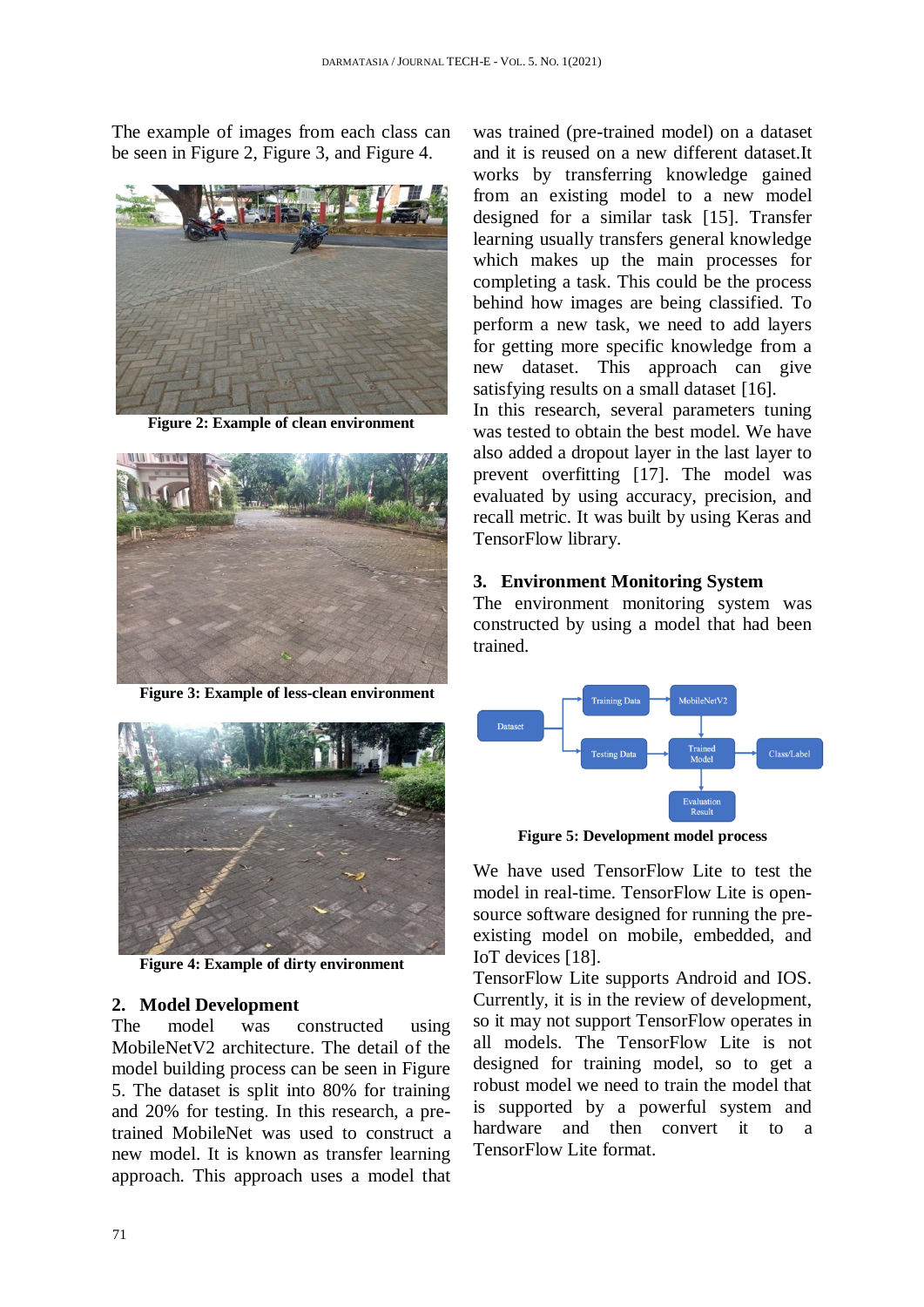The example of images from each class can be seen in Figure 2, Figure 3, and Figure 4.

**Figure 2: Example of clean environment**

**Figure 3: Example of less-clean environment**

**Figure 4: Example of dirty environment**

## 2. Model Development

The model was constructed using MobileNetV2 architecture. The detail of the model building process can be seen in Figure 5. The dataset is split into 80% for training and 20% for testing. In this research, a pre-trained MobileNet was used to construct a new model. It is known as transfer learning approach. This approach uses a model that was trained (pre-trained model) on a dataset and it is reused on a new different dataset.It works by transferring knowledge gained from an existing model to a new model designed for a similar task [15]. Transfer learning usually transfers general knowledge which makes up the main processes for completing a task. This could be the process behind how images are being classified. To perform a new task, we need to add layers for getting more specific knowledge from a new dataset. This approach can give satisfying results on a small dataset [16].

In this research, several parameters tuning was tested to obtain the best model. We have also added a dropout layer in the last layer to prevent overfitting [17]. The model was evaluated by using accuracy, precision, and recall metric. It was built by using Keras and TensorFlow library.

## 3. Environment Monitoring System

The environment monitoring system was constructed by using a model that had been trained.

**Figure 5: Development model process**

We have used TensorFlow Lite to test the model in real-time. TensorFlow Lite is open-source software designed for running the pre-existing model on mobile, embedded, and IoT devices [18].

TensorFlow Lite supports Android and IOS. Currently, it is in the review of development, so it may not support TensorFlow operates in all models. The TensorFlow Lite is not designed for training model, so to get a robust model we need to train the model that is supported by a powerful system and hardware and then convert it to a TensorFlow Lite format.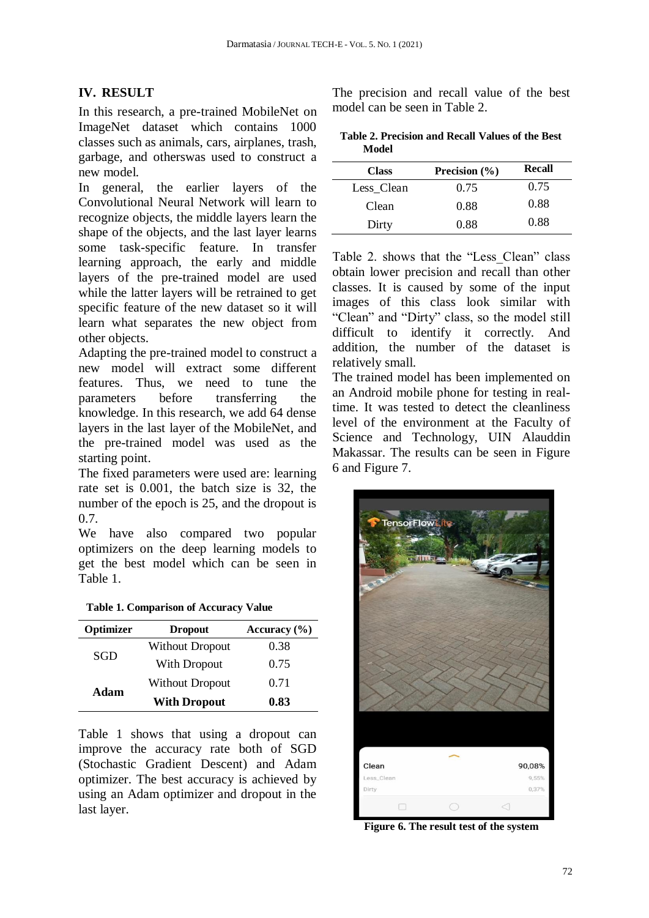## IV. RESULT

In this research, a pre-trained MobileNet on ImageNet dataset which contains 1000 classes such as animals, cars, airplanes, trash, garbage, and otherswas used to construct a new model.

In general, the earlier layers of the Convolutional Neural Network will learn to recognize objects, the middle layers learn the shape of the objects, and the last layer learns some task-specific feature. In transfer learning approach, the early and middle layers of the pre-trained model are used while the latter layers will be retrained to get specific feature of the new dataset so it will learn what separates the new object from other objects.

Adapting the pre-trained model to construct a new model will extract some different features. Thus, we need to tune the parameters before transferring the knowledge. In this research, we add 64 dense layers in the last layer of the MobileNet, and the pre-trained model was used as the starting point.

The fixed parameters were used are: learning rate set is 0.001, the batch size is 32, the number of the epoch is 25, and the dropout is 0.7.

We have also compared two popular optimizers on the deep learning models to get the best model which can be seen in Table 1.

**Table 1. Comparison of Accuracy Value**

| Optimizer | Dropout | Accuracy (%) |
|---|---|---|
| SGD | Without Dropout | 0.38 |
| | With Dropout | 0.75 |
| **Adam** | Without Dropout | 0.71 |
| | **With Dropout** | **0.83** |

Table 1 shows that using a dropout can improve the accuracy rate both of SGD (Stochastic Gradient Descent) and Adam optimizer. The best accuracy is achieved by using an Adam optimizer and dropout in the last layer.

The precision and recall value of the best model can be seen in Table 2.

**Table 2. Precision and Recall Values of the Best Model**

| Class | Precision (%) | Recall |
|---|---|---|
| Less_Clean | 0.75 | 0.75 |
| Clean | 0.88 | 0.88 |
| Dirty | 0.88 | 0.88 |

Table 2. shows that the “Less_Clean” class obtain lower precision and recall than other classes. It is caused by some of the input images of this class look similar with “Clean” and “Dirty” class, so the model still difficult to identify it correctly. And addition, the number of the dataset is relatively small.

The trained model has been implemented on an Android mobile phone for testing in real-time. It was tested to detect the cleanliness level of the environment at the Faculty of Science and Technology, UIN Alauddin Makassar. The results can be seen in Figure 6 and Figure 7.

**Figure 6. The result test of the system**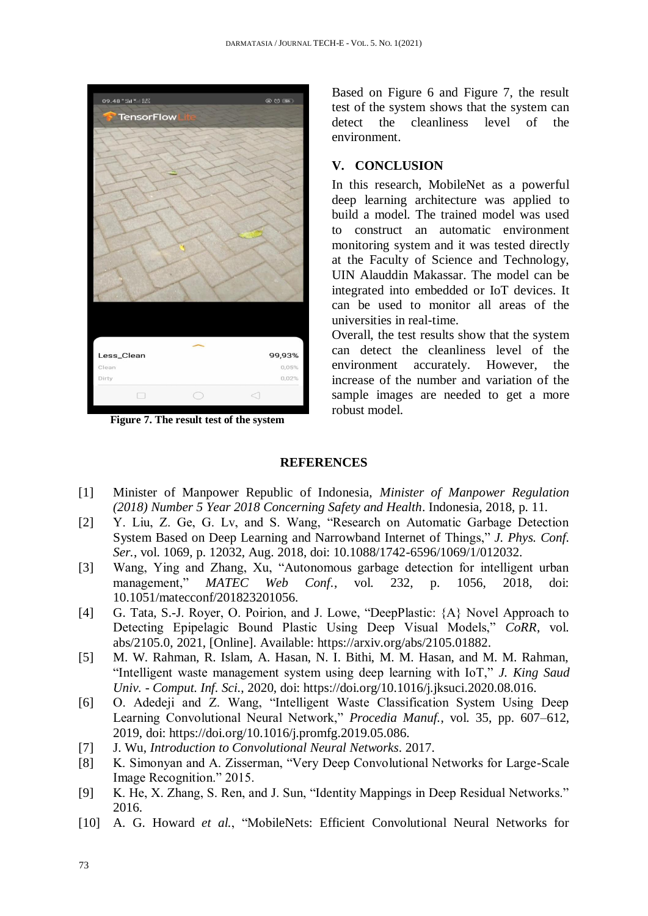Figure 7. The result test of the system

Based on Figure 6 and Figure 7, the result test of the system shows that the system can detect the cleanliness level of the environment.

## V. CONCLUSION

In this research, MobileNet as a powerful deep learning architecture was applied to build a model. The trained model was used to construct an automatic environment monitoring system and it was tested directly at the Faculty of Science and Technology, UIN Alauddin Makassar. The model can be integrated into embedded or IoT devices. It can be used to monitor all areas of the universities in real-time.

Overall, the test results show that the system can detect the cleanliness level of the environment accurately. However, the increase of the number and variation of the sample images are needed to get a more robust model.

## REFERENCES

[1] Minister of Manpower Republic of Indonesia, *Minister of Manpower Regulation (2018) Number 5 Year 2018 Concerning Safety and Health*. Indonesia, 2018, p. 11.

[2] Y. Liu, Z. Ge, G. Lv, and S. Wang, "Research on Automatic Garbage Detection System Based on Deep Learning and Narrowband Internet of Things," *J. Phys. Conf. Ser.*, vol. 1069, p. 12032, Aug. 2018, doi: 10.1088/1742-6596/1069/1/012032.

[3] Wang, Ying and Zhang, Xu, "Autonomous garbage detection for intelligent urban management," *MATEC Web Conf.*, vol. 232, p. 1056, 2018, doi: 10.1051/matecconf/201823201056.

[4] G. Tata, S.-J. Royer, O. Poirion, and J. Lowe, "DeepPlastic: {A} Novel Approach to Detecting Epipelagic Bound Plastic Using Deep Visual Models," *CoRR*, vol. abs/2105.0, 2021, [Online]. Available: https://arxiv.org/abs/2105.01882.

[5] M. W. Rahman, R. Islam, A. Hasan, N. I. Bithi, M. M. Hasan, and M. M. Rahman, "Intelligent waste management system using deep learning with IoT," *J. King Saud Univ. - Comput. Inf. Sci.*, 2020, doi: https://doi.org/10.1016/j.jksuci.2020.08.016.

[6] O. Adedeji and Z. Wang, "Intelligent Waste Classification System Using Deep Learning Convolutional Neural Network," *Procedia Manuf.*, vol. 35, pp. 607–612, 2019, doi: https://doi.org/10.1016/j.promfg.2019.05.086.

[7] J. Wu, *Introduction to Convolutional Neural Networks*. 2017.

[8] K. Simonyan and A. Zisserman, "Very Deep Convolutional Networks for Large-Scale Image Recognition." 2015.

[9] K. He, X. Zhang, S. Ren, and J. Sun, "Identity Mappings in Deep Residual Networks." 2016.

[10] A. G. Howard *et al.*, "MobileNets: Efficient Convolutional Neural Networks for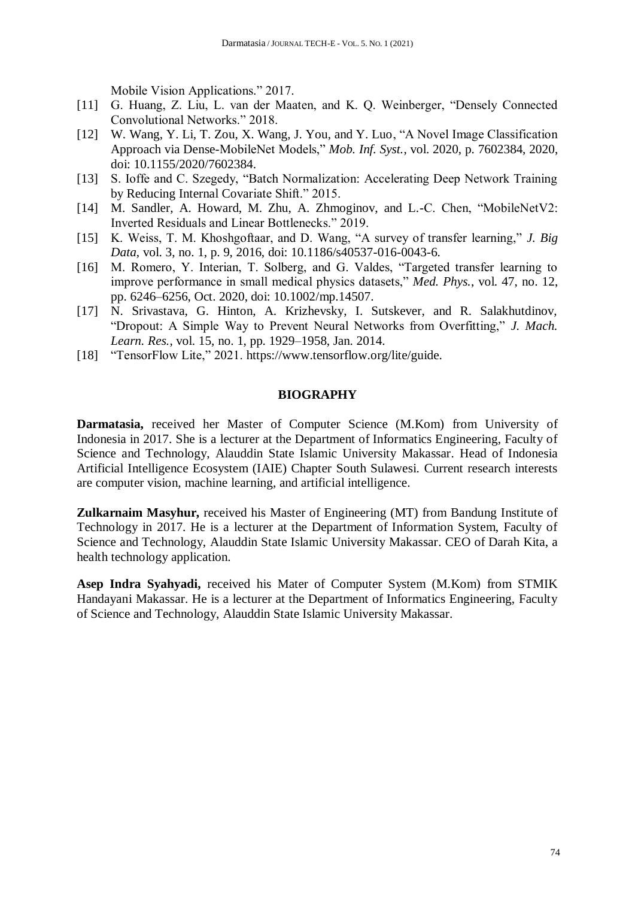Mobile Vision Applications." 2017.

[11] G. Huang, Z. Liu, L. van der Maaten, and K. Q. Weinberger, "Densely Connected Convolutional Networks." 2018.

[12] W. Wang, Y. Li, T. Zou, X. Wang, J. You, and Y. Luo, "A Novel Image Classification Approach via Dense-MobileNet Models," *Mob. Inf. Syst.*, vol. 2020, p. 7602384, 2020, doi: 10.1155/2020/7602384.

[13] S. Ioffe and C. Szegedy, "Batch Normalization: Accelerating Deep Network Training by Reducing Internal Covariate Shift." 2015.

[14] M. Sandler, A. Howard, M. Zhu, A. Zhmoginov, and L.-C. Chen, "MobileNetV2: Inverted Residuals and Linear Bottlenecks." 2019.

[15] K. Weiss, T. M. Khoshgoftaar, and D. Wang, "A survey of transfer learning," *J. Big Data*, vol. 3, no. 1, p. 9, 2016, doi: 10.1186/s40537-016-0043-6.

[16] M. Romero, Y. Interian, T. Solberg, and G. Valdes, "Targeted transfer learning to improve performance in small medical physics datasets," *Med. Phys.*, vol. 47, no. 12, pp. 6246–6256, Oct. 2020, doi: 10.1002/mp.14507.

[17] N. Srivastava, G. Hinton, A. Krizhevsky, I. Sutskever, and R. Salakhutdinov, "Dropout: A Simple Way to Prevent Neural Networks from Overfitting," *J. Mach. Learn. Res.*, vol. 15, no. 1, pp. 1929–1958, Jan. 2014.

[18] "TensorFlow Lite," 2021. https://www.tensorflow.org/lite/guide.

## BIOGRAPHY

**Darmatasia,** received her Master of Computer Science (M.Kom) from University of Indonesia in 2017. She is a lecturer at the Department of Informatics Engineering, Faculty of Science and Technology, Alauddin State Islamic University Makassar. Head of Indonesia Artificial Intelligence Ecosystem (IAIE) Chapter South Sulawesi. Current research interests are computer vision, machine learning, and artificial intelligence.

**Zulkarnaim Masyhur,** received his Master of Engineering (MT) from Bandung Institute of Technology in 2017. He is a lecturer at the Department of Information System, Faculty of Science and Technology, Alauddin State Islamic University Makassar. CEO of Darah Kita, a health technology application.

**Asep Indra Syahyadi,** received his Mater of Computer System (M.Kom) from STMIK Handayani Makassar. He is a lecturer at the Department of Informatics Engineering, Faculty of Science and Technology, Alauddin State Islamic University Makassar.